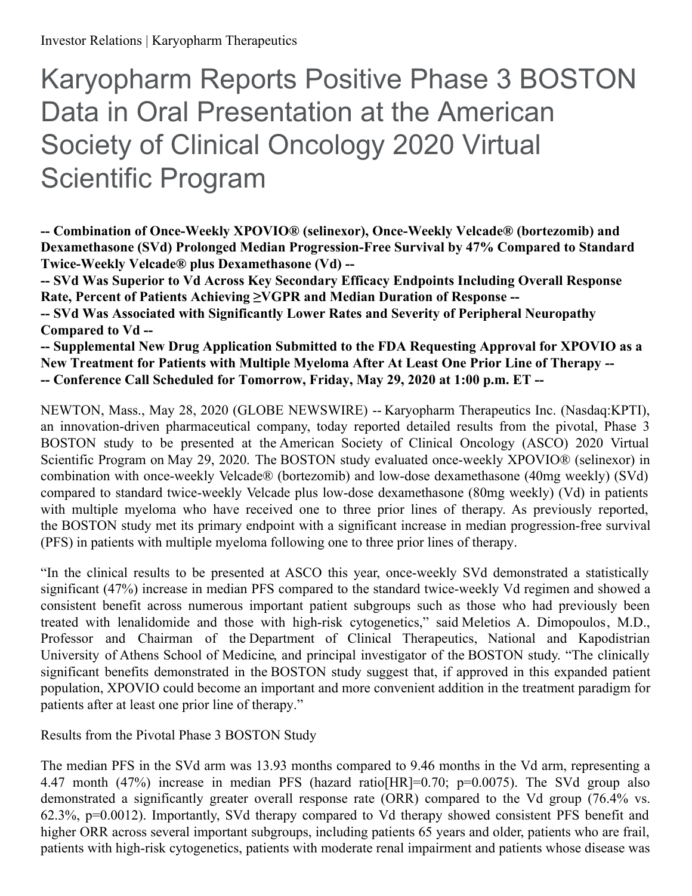Investor Relations | Karyopharm Therapeutics

# Karyopharm Reports Positive Phase 3 BOSTON Data in Oral Presentation at the American Society of Clinical Oncology 2020 Virtual Scientific Program

**-- Combination of Once-Weekly XPOVIO® (selinexor), Once-Weekly Velcade® (bortezomib) and Dexamethasone (SVd) Prolonged Median Progression-Free Survival by 47% Compared to Standard Twice-Weekly Velcade® plus Dexamethasone (Vd) --**

**-- SVd Was Superior to Vd Across Key Secondary Efficacy Endpoints Including Overall Response Rate, Percent of Patients Achieving ≥VGPR and Median Duration of Response --**

**-- SVd Was Associated with Significantly Lower Rates and Severity of Peripheral Neuropathy Compared to Vd --**

**-- Supplemental New Drug Application Submitted to the FDA Requesting Approval for XPOVIO as a New Treatment for Patients with Multiple Myeloma After At Least One Prior Line of Therapy --**

**-- Conference Call Scheduled for Tomorrow, Friday, May 29, 2020 at 1:00 p.m. ET --**

NEWTON, Mass., May 28, 2020 (GLOBE NEWSWIRE) -- Karyopharm Therapeutics Inc. (Nasdaq:KPTI), an innovation-driven pharmaceutical company, today reported detailed results from the pivotal, Phase 3 BOSTON study to be presented at the American Society of Clinical Oncology (ASCO) 2020 Virtual Scientific Program on May 29, 2020. The BOSTON study evaluated once-weekly XPOVIO® (selinexor) in combination with once-weekly Velcade® (bortezomib) and low-dose dexamethasone (40mg weekly) (SVd) compared to standard twice-weekly Velcade plus low-dose dexamethasone (80mg weekly) (Vd) in patients with multiple myeloma who have received one to three prior lines of therapy. As previously reported, the BOSTON study met its primary endpoint with a significant increase in median progression-free survival (PFS) in patients with multiple myeloma following one to three prior lines of therapy.

"In the clinical results to be presented at ASCO this year, once-weekly SVd demonstrated a statistically significant (47%) increase in median PFS compared to the standard twice-weekly Vd regimen and showed a consistent benefit across numerous important patient subgroups such as those who had previously been treated with lenalidomide and those with high-risk cytogenetics," said Meletios A. Dimopoulos, M.D., Professor and Chairman of the Department of Clinical Therapeutics, National and Kapodistrian University of Athens School of Medicine, and principal investigator of the BOSTON study. "The clinically significant benefits demonstrated in the BOSTON study suggest that, if approved in this expanded patient population, XPOVIO could become an important and more convenient addition in the treatment paradigm for patients after at least one prior line of therapy."

Results from the Pivotal Phase 3 BOSTON Study

The median PFS in the SVd arm was 13.93 months compared to 9.46 months in the Vd arm, representing a 4.47 month (47%) increase in median PFS (hazard ratio[HR]=0.70; $p=0.0075$). The SVd group also demonstrated a significantly greater overall response rate (ORR) compared to the Vd group (76.4% vs. 62.3%, $p=0.0012$). Importantly, SVd therapy compared to Vd therapy showed consistent PFS benefit and higher ORR across several important subgroups, including patients 65 years and older, patients who are frail, patients with high-risk cytogenetics, patients with moderate renal impairment and patients whose disease was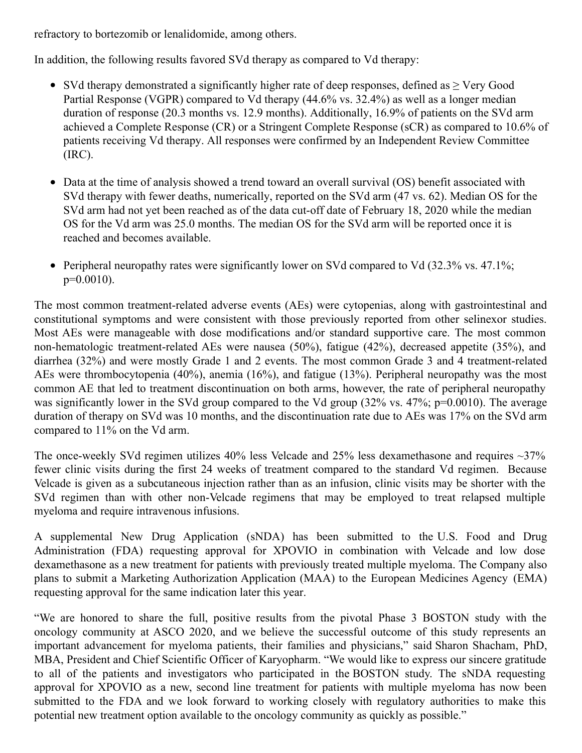refractory to bortezomib or lenalidomide, among others.

In addition, the following results favored SVd therapy as compared to Vd therapy:

- SVd therapy demonstrated a significantly higher rate of deep responses, defined as ≥ Very Good Partial Response (VGPR) compared to Vd therapy (44.6% vs. 32.4%) as well as a longer median duration of response (20.3 months vs. 12.9 months). Additionally, 16.9% of patients on the SVd arm achieved a Complete Response (CR) or a Stringent Complete Response (sCR) as compared to 10.6% of patients receiving Vd therapy. All responses were confirmed by an Independent Review Committee (IRC).
- Data at the time of analysis showed a trend toward an overall survival (OS) benefit associated with SVd therapy with fewer deaths, numerically, reported on the SVd arm (47 vs. 62). Median OS for the SVd arm had not yet been reached as of the data cut-off date of February 18, 2020 while the median OS for the Vd arm was 25.0 months. The median OS for the SVd arm will be reported once it is reached and becomes available.
- Peripheral neuropathy rates were significantly lower on SVd compared to Vd (32.3% vs. 47.1%; $p=0.0010$).

The most common treatment-related adverse events (AEs) were cytopenias, along with gastrointestinal and constitutional symptoms and were consistent with those previously reported from other selinexor studies. Most AEs were manageable with dose modifications and/or standard supportive care. The most common non-hematologic treatment-related AEs were nausea (50%), fatigue (42%), decreased appetite (35%), and diarrhea (32%) and were mostly Grade 1 and 2 events. The most common Grade 3 and 4 treatment-related AEs were thrombocytopenia (40%), anemia (16%), and fatigue (13%). Peripheral neuropathy was the most common AE that led to treatment discontinuation on both arms, however, the rate of peripheral neuropathy was significantly lower in the SVd group compared to the Vd group (32% vs. 47%; $p=0.0010$). The average duration of therapy on SVd was 10 months, and the discontinuation rate due to AEs was 17% on the SVd arm compared to 11% on the Vd arm.

The once-weekly SVd regimen utilizes 40% less Velcade and 25% less dexamethasone and requires ~37% fewer clinic visits during the first 24 weeks of treatment compared to the standard Vd regimen. Because Velcade is given as a subcutaneous injection rather than as an infusion, clinic visits may be shorter with the SVd regimen than with other non-Velcade regimens that may be employed to treat relapsed multiple myeloma and require intravenous infusions.

A supplemental New Drug Application (sNDA) has been submitted to the U.S. Food and Drug Administration (FDA) requesting approval for XPOVIO in combination with Velcade and low dose dexamethasone as a new treatment for patients with previously treated multiple myeloma. The Company also plans to submit a Marketing Authorization Application (MAA) to the European Medicines Agency (EMA) requesting approval for the same indication later this year.

"We are honored to share the full, positive results from the pivotal Phase 3 BOSTON study with the oncology community at ASCO 2020, and we believe the successful outcome of this study represents an important advancement for myeloma patients, their families and physicians," said Sharon Shacham, PhD, MBA, President and Chief Scientific Officer of Karyopharm. "We would like to express our sincere gratitude to all of the patients and investigators who participated in the BOSTON study. The sNDA requesting approval for XPOVIO as a new, second line treatment for patients with multiple myeloma has now been submitted to the FDA and we look forward to working closely with regulatory authorities to make this potential new treatment option available to the oncology community as quickly as possible."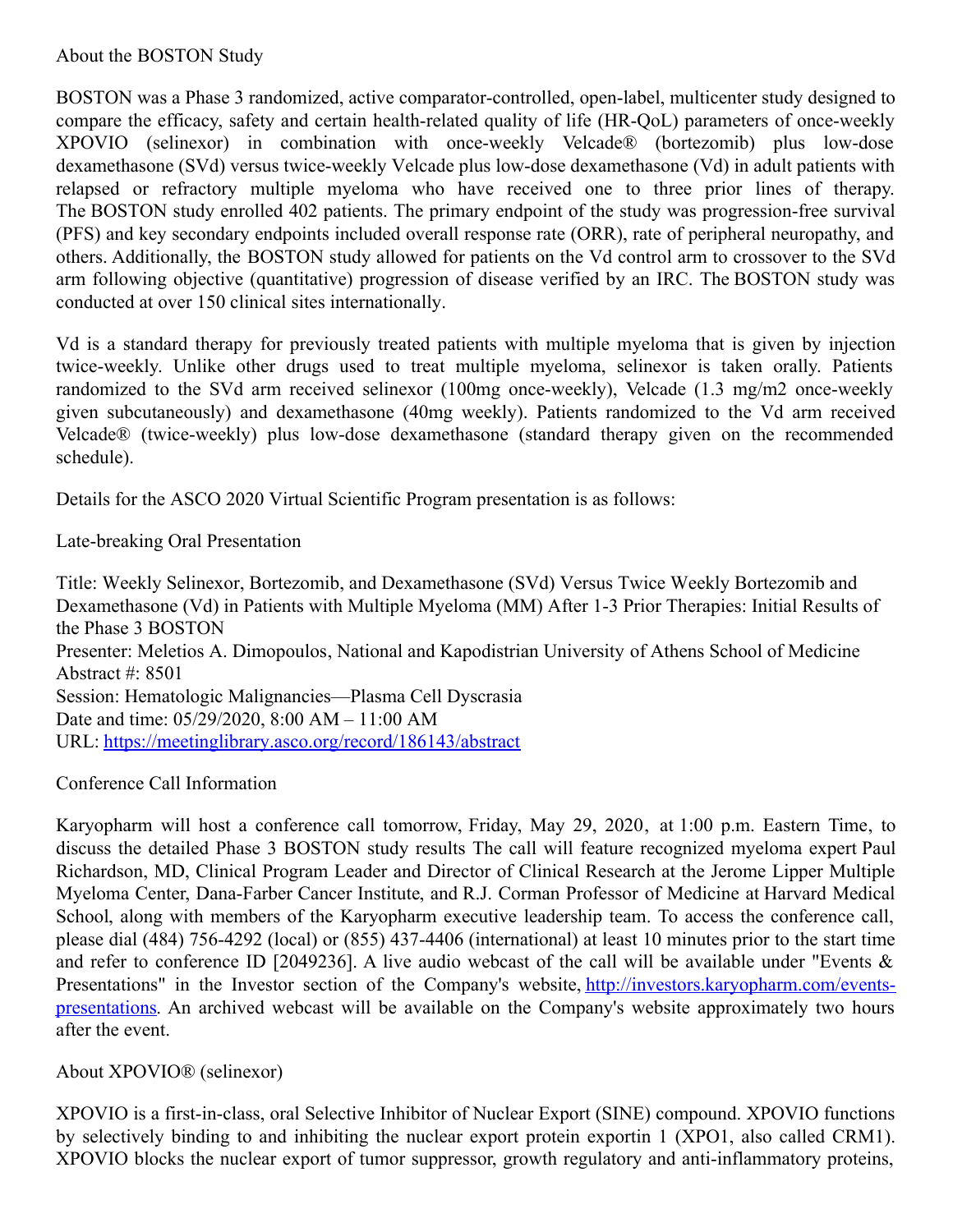About the BOSTON Study

BOSTON was a Phase 3 randomized, active comparator-controlled, open-label, multicenter study designed to compare the efficacy, safety and certain health-related quality of life (HR-QoL) parameters of once-weekly XPOVIO (selinexor) in combination with once-weekly Velcade® (bortezomib) plus low-dose dexamethasone (SVd) versus twice-weekly Velcade plus low-dose dexamethasone (Vd) in adult patients with relapsed or refractory multiple myeloma who have received one to three prior lines of therapy. The BOSTON study enrolled 402 patients. The primary endpoint of the study was progression-free survival (PFS) and key secondary endpoints included overall response rate (ORR), rate of peripheral neuropathy, and others. Additionally, the BOSTON study allowed for patients on the Vd control arm to crossover to the SVd arm following objective (quantitative) progression of disease verified by an IRC. The BOSTON study was conducted at over 150 clinical sites internationally.

Vd is a standard therapy for previously treated patients with multiple myeloma that is given by injection twice-weekly. Unlike other drugs used to treat multiple myeloma, selinexor is taken orally. Patients randomized to the SVd arm received selinexor (100mg once-weekly), Velcade (1.3 mg/m2 once-weekly given subcutaneously) and dexamethasone (40mg weekly). Patients randomized to the Vd arm received Velcade® (twice-weekly) plus low-dose dexamethasone (standard therapy given on the recommended schedule).

Details for the ASCO 2020 Virtual Scientific Program presentation is as follows:

Late-breaking Oral Presentation

Title: Weekly Selinexor, Bortezomib, and Dexamethasone (SVd) Versus Twice Weekly Bortezomib and Dexamethasone (Vd) in Patients with Multiple Myeloma (MM) After 1-3 Prior Therapies: Initial Results of the Phase 3 BOSTON
Presenter: Meletios A. Dimopoulos, National and Kapodistrian University of Athens School of Medicine
Abstract #: 8501
Session: Hematologic Malignancies—Plasma Cell Dyscrasia
Date and time: 05/29/2020, 8:00 AM – 11:00 AM
URL: https://meetinglibrary.asco.org/record/186143/abstract

Conference Call Information

Karyopharm will host a conference call tomorrow, Friday, May 29, 2020, at 1:00 p.m. Eastern Time, to discuss the detailed Phase 3 BOSTON study results The call will feature recognized myeloma expert Paul Richardson, MD, Clinical Program Leader and Director of Clinical Research at the Jerome Lipper Multiple Myeloma Center, Dana-Farber Cancer Institute, and R.J. Corman Professor of Medicine at Harvard Medical School, along with members of the Karyopharm executive leadership team. To access the conference call, please dial (484) 756-4292 (local) or (855) 437-4406 (international) at least 10 minutes prior to the start time and refer to conference ID [2049236]. A live audio webcast of the call will be available under "Events & Presentations" in the Investor section of the Company's website, http://investors.karyopharm.com/events-presentations. An archived webcast will be available on the Company's website approximately two hours after the event.

About XPOVIO® (selinexor)

XPOVIO is a first-in-class, oral Selective Inhibitor of Nuclear Export (SINE) compound. XPOVIO functions by selectively binding to and inhibiting the nuclear export protein exportin 1 (XPO1, also called CRM1). XPOVIO blocks the nuclear export of tumor suppressor, growth regulatory and anti-inflammatory proteins,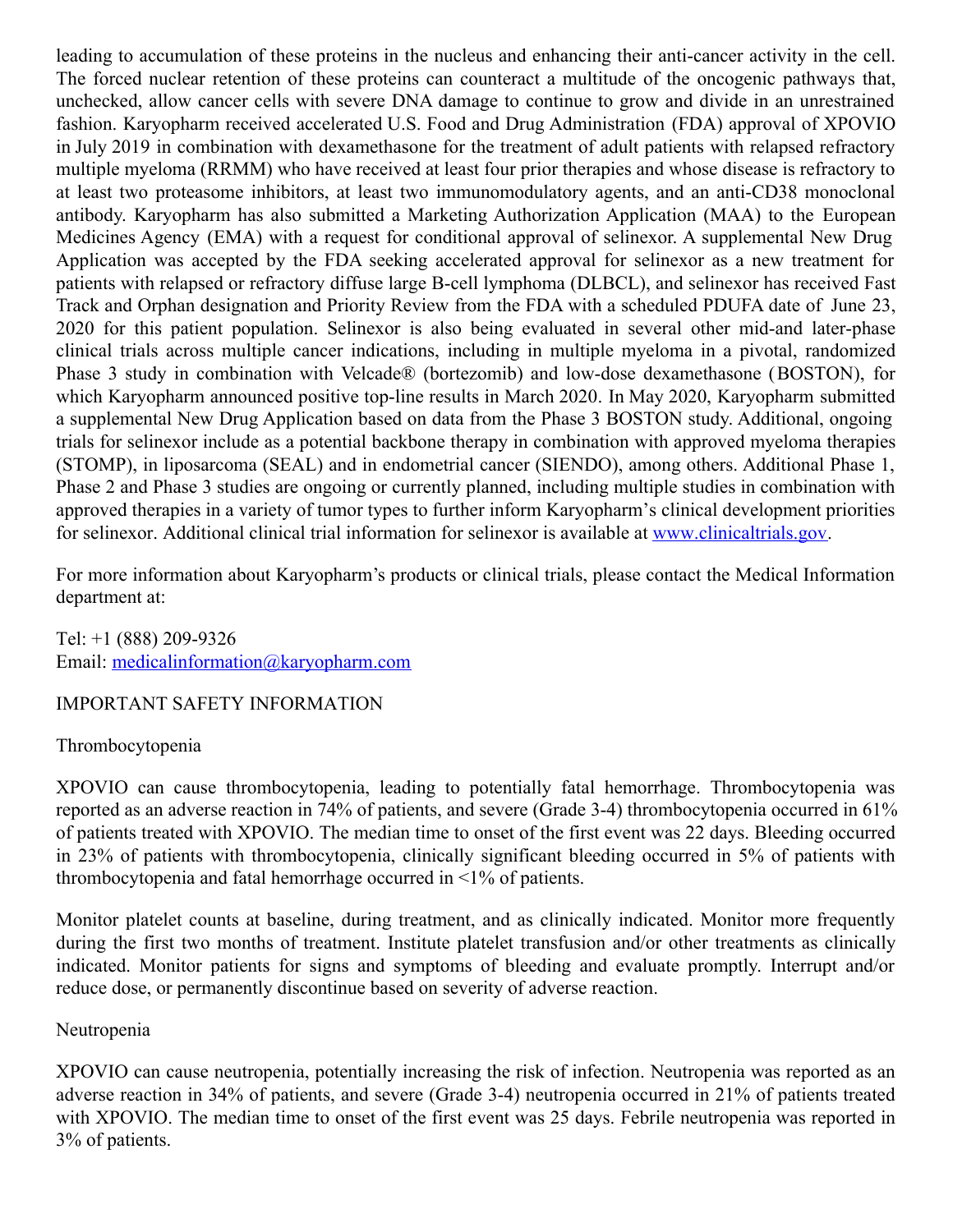leading to accumulation of these proteins in the nucleus and enhancing their anti-cancer activity in the cell. The forced nuclear retention of these proteins can counteract a multitude of the oncogenic pathways that, unchecked, allow cancer cells with severe DNA damage to continue to grow and divide in an unrestrained fashion. Karyopharm received accelerated U.S. Food and Drug Administration (FDA) approval of XPOVIO in July 2019 in combination with dexamethasone for the treatment of adult patients with relapsed refractory multiple myeloma (RRMM) who have received at least four prior therapies and whose disease is refractory to at least two proteasome inhibitors, at least two immunomodulatory agents, and an anti-CD38 monoclonal antibody. Karyopharm has also submitted a Marketing Authorization Application (MAA) to the European Medicines Agency (EMA) with a request for conditional approval of selinexor. A supplemental New Drug Application was accepted by the FDA seeking accelerated approval for selinexor as a new treatment for patients with relapsed or refractory diffuse large B-cell lymphoma (DLBCL), and selinexor has received Fast Track and Orphan designation and Priority Review from the FDA with a scheduled PDUFA date of June 23, 2020 for this patient population. Selinexor is also being evaluated in several other mid-and later-phase clinical trials across multiple cancer indications, including in multiple myeloma in a pivotal, randomized Phase 3 study in combination with Velcade® (bortezomib) and low-dose dexamethasone (BOSTON), for which Karyopharm announced positive top-line results in March 2020. In May 2020, Karyopharm submitted a supplemental New Drug Application based on data from the Phase 3 BOSTON study. Additional, ongoing trials for selinexor include as a potential backbone therapy in combination with approved myeloma therapies (STOMP), in liposarcoma (SEAL) and in endometrial cancer (SIENDO), among others. Additional Phase 1, Phase 2 and Phase 3 studies are ongoing or currently planned, including multiple studies in combination with approved therapies in a variety of tumor types to further inform Karyopharm's clinical development priorities for selinexor. Additional clinical trial information for selinexor is available at [www.clinicaltrials.gov](http://www.clinicaltrials.gov).

For more information about Karyopharm's products or clinical trials, please contact the Medical Information department at:

Tel: +1 (888) 209-9326
Email: [medicalinformation@karyopharm.com](mailto:medicalinformation@karyopharm.com)

IMPORTANT SAFETY INFORMATION

Thrombocytopenia

XPOVIO can cause thrombocytopenia, leading to potentially fatal hemorrhage. Thrombocytopenia was reported as an adverse reaction in 74% of patients, and severe (Grade 3-4) thrombocytopenia occurred in 61% of patients treated with XPOVIO. The median time to onset of the first event was 22 days. Bleeding occurred in 23% of patients with thrombocytopenia, clinically significant bleeding occurred in 5% of patients with thrombocytopenia and fatal hemorrhage occurred in <1% of patients.

Monitor platelet counts at baseline, during treatment, and as clinically indicated. Monitor more frequently during the first two months of treatment. Institute platelet transfusion and/or other treatments as clinically indicated. Monitor patients for signs and symptoms of bleeding and evaluate promptly. Interrupt and/or reduce dose, or permanently discontinue based on severity of adverse reaction.

Neutropenia

XPOVIO can cause neutropenia, potentially increasing the risk of infection. Neutropenia was reported as an adverse reaction in 34% of patients, and severe (Grade 3-4) neutropenia occurred in 21% of patients treated with XPOVIO. The median time to onset of the first event was 25 days. Febrile neutropenia was reported in 3% of patients.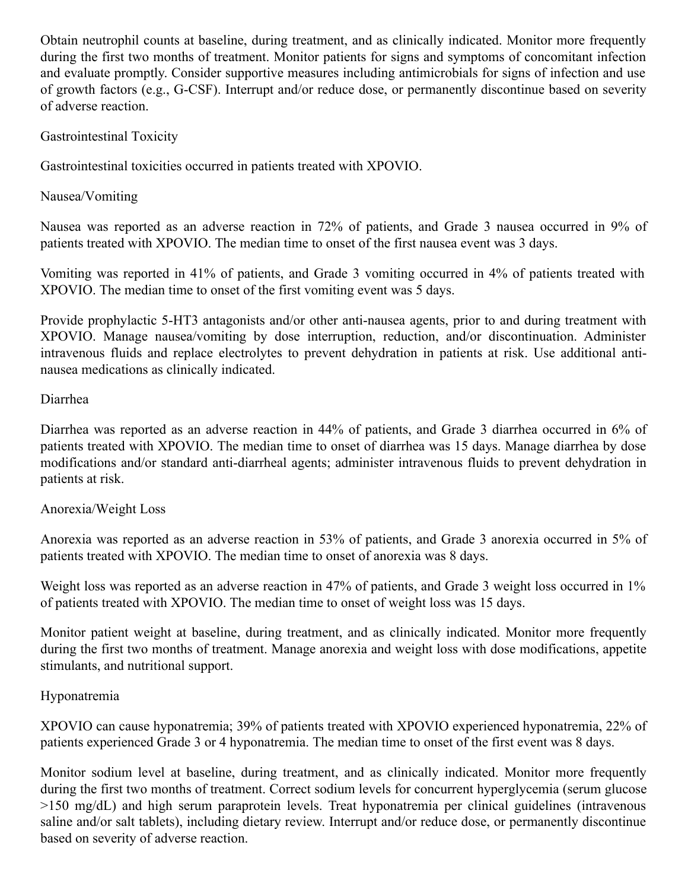Obtain neutrophil counts at baseline, during treatment, and as clinically indicated. Monitor more frequently during the first two months of treatment. Monitor patients for signs and symptoms of concomitant infection and evaluate promptly. Consider supportive measures including antimicrobials for signs of infection and use of growth factors (e.g., G-CSF). Interrupt and/or reduce dose, or permanently discontinue based on severity of adverse reaction.

Gastrointestinal Toxicity

Gastrointestinal toxicities occurred in patients treated with XPOVIO.

Nausea/Vomiting

Nausea was reported as an adverse reaction in 72% of patients, and Grade 3 nausea occurred in 9% of patients treated with XPOVIO. The median time to onset of the first nausea event was 3 days.

Vomiting was reported in 41% of patients, and Grade 3 vomiting occurred in 4% of patients treated with XPOVIO. The median time to onset of the first vomiting event was 5 days.

Provide prophylactic 5-HT3 antagonists and/or other anti-nausea agents, prior to and during treatment with XPOVIO. Manage nausea/vomiting by dose interruption, reduction, and/or discontinuation. Administer intravenous fluids and replace electrolytes to prevent dehydration in patients at risk. Use additional anti-nausea medications as clinically indicated.

Diarrhea

Diarrhea was reported as an adverse reaction in 44% of patients, and Grade 3 diarrhea occurred in 6% of patients treated with XPOVIO. The median time to onset of diarrhea was 15 days. Manage diarrhea by dose modifications and/or standard anti-diarrheal agents; administer intravenous fluids to prevent dehydration in patients at risk.

Anorexia/Weight Loss

Anorexia was reported as an adverse reaction in 53% of patients, and Grade 3 anorexia occurred in 5% of patients treated with XPOVIO. The median time to onset of anorexia was 8 days.

Weight loss was reported as an adverse reaction in 47% of patients, and Grade 3 weight loss occurred in 1% of patients treated with XPOVIO. The median time to onset of weight loss was 15 days.

Monitor patient weight at baseline, during treatment, and as clinically indicated. Monitor more frequently during the first two months of treatment. Manage anorexia and weight loss with dose modifications, appetite stimulants, and nutritional support.

Hyponatremia

XPOVIO can cause hyponatremia; 39% of patients treated with XPOVIO experienced hyponatremia, 22% of patients experienced Grade 3 or 4 hyponatremia. The median time to onset of the first event was 8 days.

Monitor sodium level at baseline, during treatment, and as clinically indicated. Monitor more frequently during the first two months of treatment. Correct sodium levels for concurrent hyperglycemia (serum glucose >150 mg/dL) and high serum paraprotein levels. Treat hyponatremia per clinical guidelines (intravenous saline and/or salt tablets), including dietary review. Interrupt and/or reduce dose, or permanently discontinue based on severity of adverse reaction.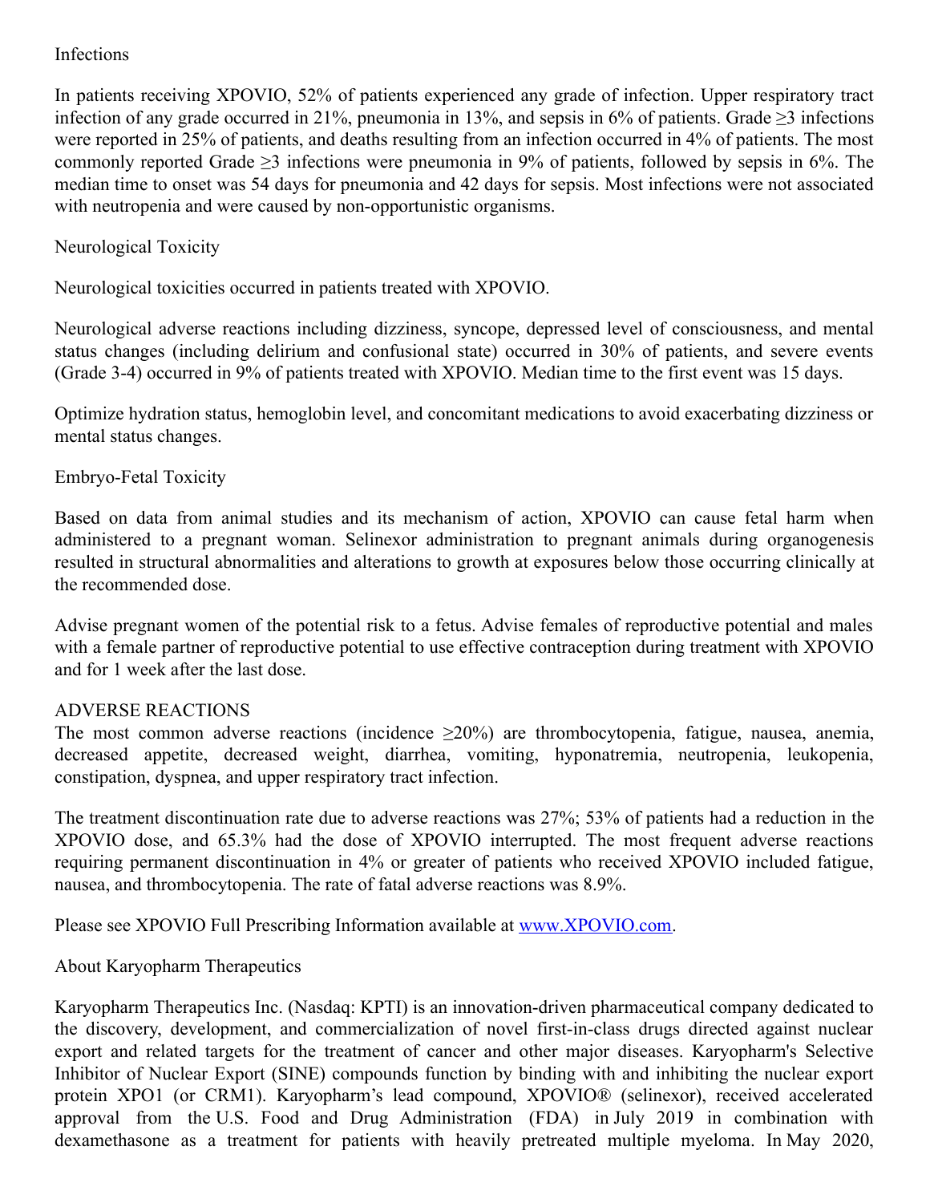Infections

In patients receiving XPOVIO, 52% of patients experienced any grade of infection. Upper respiratory tract infection of any grade occurred in 21%, pneumonia in 13%, and sepsis in 6% of patients. Grade ≥3 infections were reported in 25% of patients, and deaths resulting from an infection occurred in 4% of patients. The most commonly reported Grade ≥3 infections were pneumonia in 9% of patients, followed by sepsis in 6%. The median time to onset was 54 days for pneumonia and 42 days for sepsis. Most infections were not associated with neutropenia and were caused by non-opportunistic organisms.

Neurological Toxicity

Neurological toxicities occurred in patients treated with XPOVIO.

Neurological adverse reactions including dizziness, syncope, depressed level of consciousness, and mental status changes (including delirium and confusional state) occurred in 30% of patients, and severe events (Grade 3-4) occurred in 9% of patients treated with XPOVIO. Median time to the first event was 15 days.

Optimize hydration status, hemoglobin level, and concomitant medications to avoid exacerbating dizziness or mental status changes.

Embryo-Fetal Toxicity

Based on data from animal studies and its mechanism of action, XPOVIO can cause fetal harm when administered to a pregnant woman. Selinexor administration to pregnant animals during organogenesis resulted in structural abnormalities and alterations to growth at exposures below those occurring clinically at the recommended dose.

Advise pregnant women of the potential risk to a fetus. Advise females of reproductive potential and males with a female partner of reproductive potential to use effective contraception during treatment with XPOVIO and for 1 week after the last dose.

ADVERSE REACTIONS

The most common adverse reactions (incidence ≥20%) are thrombocytopenia, fatigue, nausea, anemia, decreased appetite, decreased weight, diarrhea, vomiting, hyponatremia, neutropenia, leukopenia, constipation, dyspnea, and upper respiratory tract infection.

The treatment discontinuation rate due to adverse reactions was 27%; 53% of patients had a reduction in the XPOVIO dose, and 65.3% had the dose of XPOVIO interrupted. The most frequent adverse reactions requiring permanent discontinuation in 4% or greater of patients who received XPOVIO included fatigue, nausea, and thrombocytopenia. The rate of fatal adverse reactions was 8.9%.

Please see XPOVIO Full Prescribing Information available at [www.XPOVIO.com](http://www.XPOVIO.com).

About Karyopharm Therapeutics

Karyopharm Therapeutics Inc. (Nasdaq: KPTI) is an innovation-driven pharmaceutical company dedicated to the discovery, development, and commercialization of novel first-in-class drugs directed against nuclear export and related targets for the treatment of cancer and other major diseases. Karyopharm's Selective Inhibitor of Nuclear Export (SINE) compounds function by binding with and inhibiting the nuclear export protein XPO1 (or CRM1). Karyopharm's lead compound, XPOVIO® (selinexor), received accelerated approval from the U.S. Food and Drug Administration (FDA) in July 2019 in combination with dexamethasone as a treatment for patients with heavily pretreated multiple myeloma. In May 2020,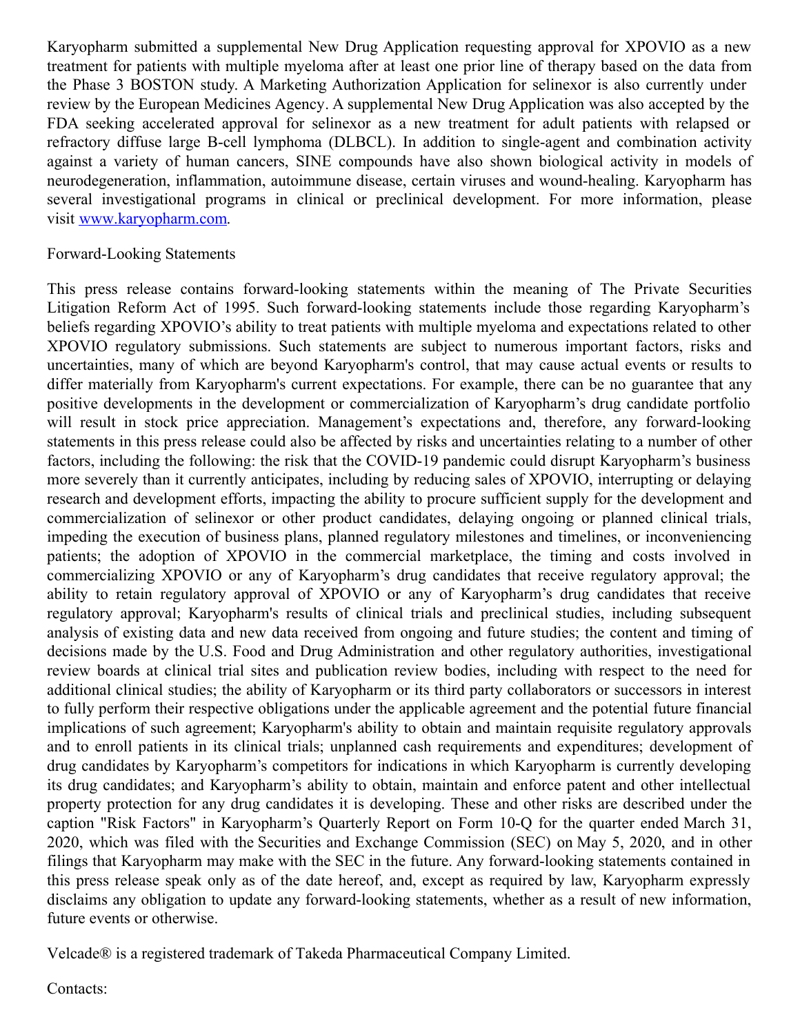Karyopharm submitted a supplemental New Drug Application requesting approval for XPOVIO as a new treatment for patients with multiple myeloma after at least one prior line of therapy based on the data from the Phase 3 BOSTON study. A Marketing Authorization Application for selinexor is also currently under review by the European Medicines Agency. A supplemental New Drug Application was also accepted by the FDA seeking accelerated approval for selinexor as a new treatment for adult patients with relapsed or refractory diffuse large B-cell lymphoma (DLBCL). In addition to single-agent and combination activity against a variety of human cancers, SINE compounds have also shown biological activity in models of neurodegeneration, inflammation, autoimmune disease, certain viruses and wound-healing. Karyopharm has several investigational programs in clinical or preclinical development. For more information, please visit [www.karyopharm.com](www.karyopharm.com).

Forward-Looking Statements

This press release contains forward-looking statements within the meaning of The Private Securities Litigation Reform Act of 1995. Such forward-looking statements include those regarding Karyopharm's beliefs regarding XPOVIO's ability to treat patients with multiple myeloma and expectations related to other XPOVIO regulatory submissions. Such statements are subject to numerous important factors, risks and uncertainties, many of which are beyond Karyopharm's control, that may cause actual events or results to differ materially from Karyopharm's current expectations. For example, there can be no guarantee that any positive developments in the development or commercialization of Karyopharm's drug candidate portfolio will result in stock price appreciation. Management's expectations and, therefore, any forward-looking statements in this press release could also be affected by risks and uncertainties relating to a number of other factors, including the following: the risk that the COVID-19 pandemic could disrupt Karyopharm's business more severely than it currently anticipates, including by reducing sales of XPOVIO, interrupting or delaying research and development efforts, impacting the ability to procure sufficient supply for the development and commercialization of selinexor or other product candidates, delaying ongoing or planned clinical trials, impeding the execution of business plans, planned regulatory milestones and timelines, or inconveniencing patients; the adoption of XPOVIO in the commercial marketplace, the timing and costs involved in commercializing XPOVIO or any of Karyopharm's drug candidates that receive regulatory approval; the ability to retain regulatory approval of XPOVIO or any of Karyopharm's drug candidates that receive regulatory approval; Karyopharm's results of clinical trials and preclinical studies, including subsequent analysis of existing data and new data received from ongoing and future studies; the content and timing of decisions made by the U.S. Food and Drug Administration and other regulatory authorities, investigational review boards at clinical trial sites and publication review bodies, including with respect to the need for additional clinical studies; the ability of Karyopharm or its third party collaborators or successors in interest to fully perform their respective obligations under the applicable agreement and the potential future financial implications of such agreement; Karyopharm's ability to obtain and maintain requisite regulatory approvals and to enroll patients in its clinical trials; unplanned cash requirements and expenditures; development of drug candidates by Karyopharm's competitors for indications in which Karyopharm is currently developing its drug candidates; and Karyopharm's ability to obtain, maintain and enforce patent and other intellectual property protection for any drug candidates it is developing. These and other risks are described under the caption "Risk Factors" in Karyopharm's Quarterly Report on Form 10-Q for the quarter ended March 31, 2020, which was filed with the Securities and Exchange Commission (SEC) on May 5, 2020, and in other filings that Karyopharm may make with the SEC in the future. Any forward-looking statements contained in this press release speak only as of the date hereof, and, except as required by law, Karyopharm expressly disclaims any obligation to update any forward-looking statements, whether as a result of new information, future events or otherwise.

Velcade® is a registered trademark of Takeda Pharmaceutical Company Limited.

Contacts: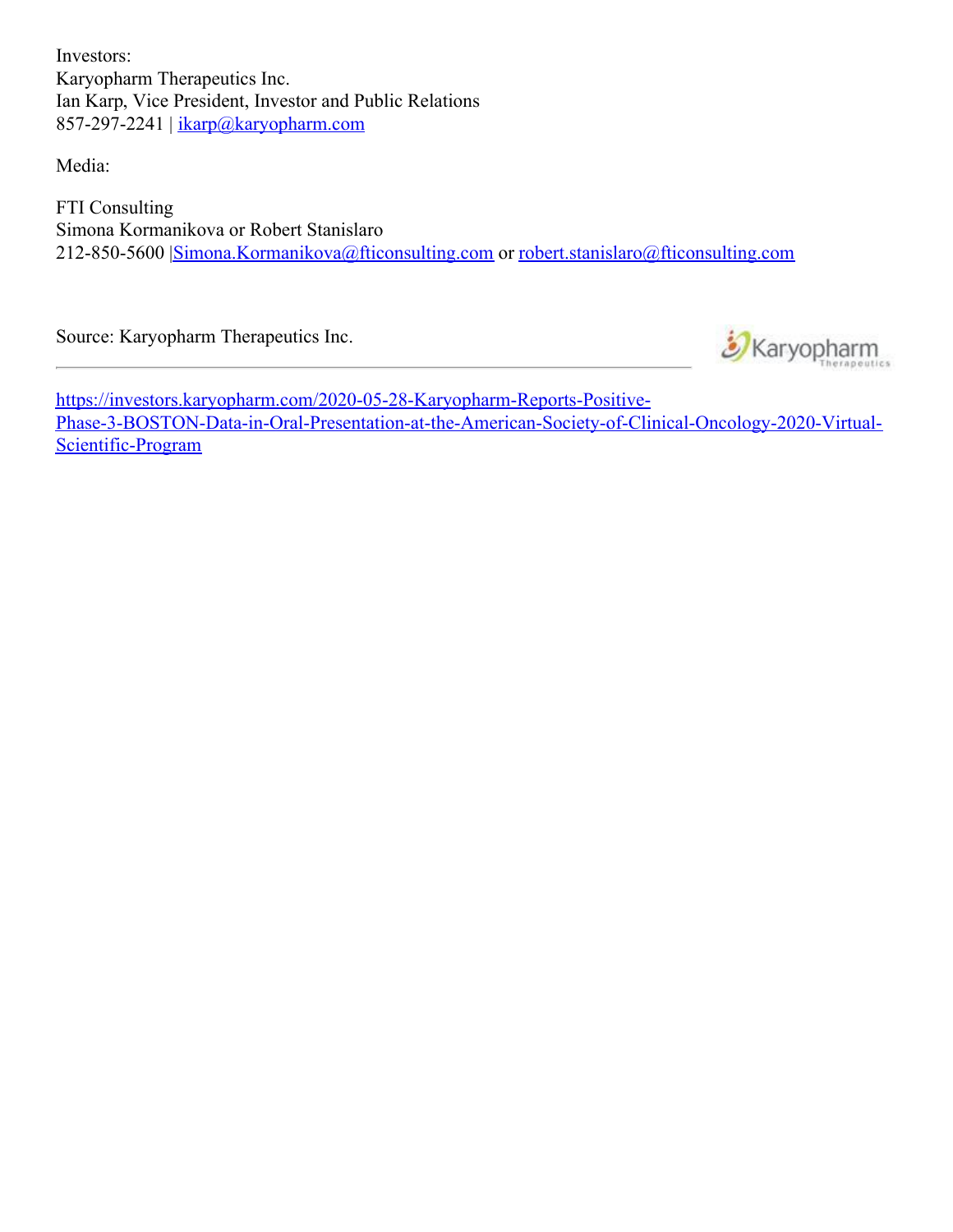Investors:
Karyopharm Therapeutics Inc.
Ian Karp, Vice President, Investor and Public Relations
857-297-2241 | ikarp@karyopharm.com

Media:

FTI Consulting
Simona Kormanikova or Robert Stanislaro
212-850-5600 |Simona.Kormanikova@fticonsulting.com or robert.stanislaro@fticonsulting.com

Source: Karyopharm Therapeutics Inc.

https://investors.karyopharm.com/2020-05-28-Karyopharm-Reports-Positive-Phase-3-BOSTON-Data-in-Oral-Presentation-at-the-American-Society-of-Clinical-Oncology-2020-Virtual-Scientific-Program